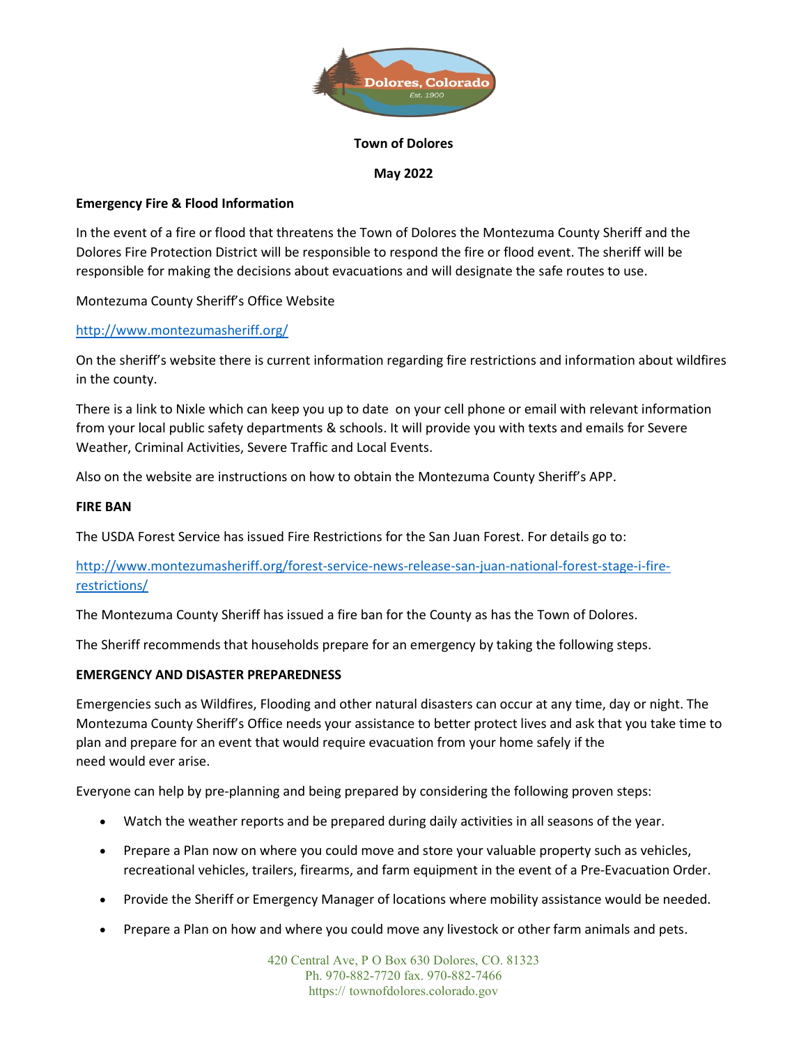**Town of Dolores**

**May 2022**

**Emergency Fire & Flood Information**

In the event of a fire or flood that threatens the Town of Dolores the Montezuma County Sheriff and the Dolores Fire Protection District will be responsible to respond the fire or flood event. The sheriff will be responsible for making the decisions about evacuations and will designate the safe routes to use.

Montezuma County Sheriff's Office Website

http://www.montezumasheriff.org/

On the sheriff's website there is current information regarding fire restrictions and information about wildfires in the county.

There is a link to Nixle which can keep you up to date on your cell phone or email with relevant information from your local public safety departments & schools. It will provide you with texts and emails for Severe Weather, Criminal Activities, Severe Traffic and Local Events.

Also on the website are instructions on how to obtain the Montezuma County Sheriff's APP.

**FIRE BAN**

The USDA Forest Service has issued Fire Restrictions for the San Juan Forest. For details go to:

http://www.montezumasheriff.org/forest-service-news-release-san-juan-national-forest-stage-i-fire-restrictions/

The Montezuma County Sheriff has issued a fire ban for the County as has the Town of Dolores.

The Sheriff recommends that households prepare for an emergency by taking the following steps.

**EMERGENCY AND DISASTER PREPAREDNESS**

Emergencies such as Wildfires, Flooding and other natural disasters can occur at any time, day or night. The Montezuma County Sheriff's Office needs your assistance to better protect lives and ask that you take time to plan and prepare for an event that would require evacuation from your home safely if the need would ever arise.

Everyone can help by pre-planning and being prepared by considering the following proven steps:

- Watch the weather reports and be prepared during daily activities in all seasons of the year.
- Prepare a Plan now on where you could move and store your valuable property such as vehicles, recreational vehicles, trailers, firearms, and farm equipment in the event of a Pre-Evacuation Order.
- Provide the Sheriff or Emergency Manager of locations where mobility assistance would be needed.
- Prepare a Plan on how and where you could move any livestock or other farm animals and pets.

420 Central Ave, P O Box 630 Dolores, CO. 81323
Ph. 970-882-7720 fax. 970-882-7466
https:// townofdolores.colorado.gov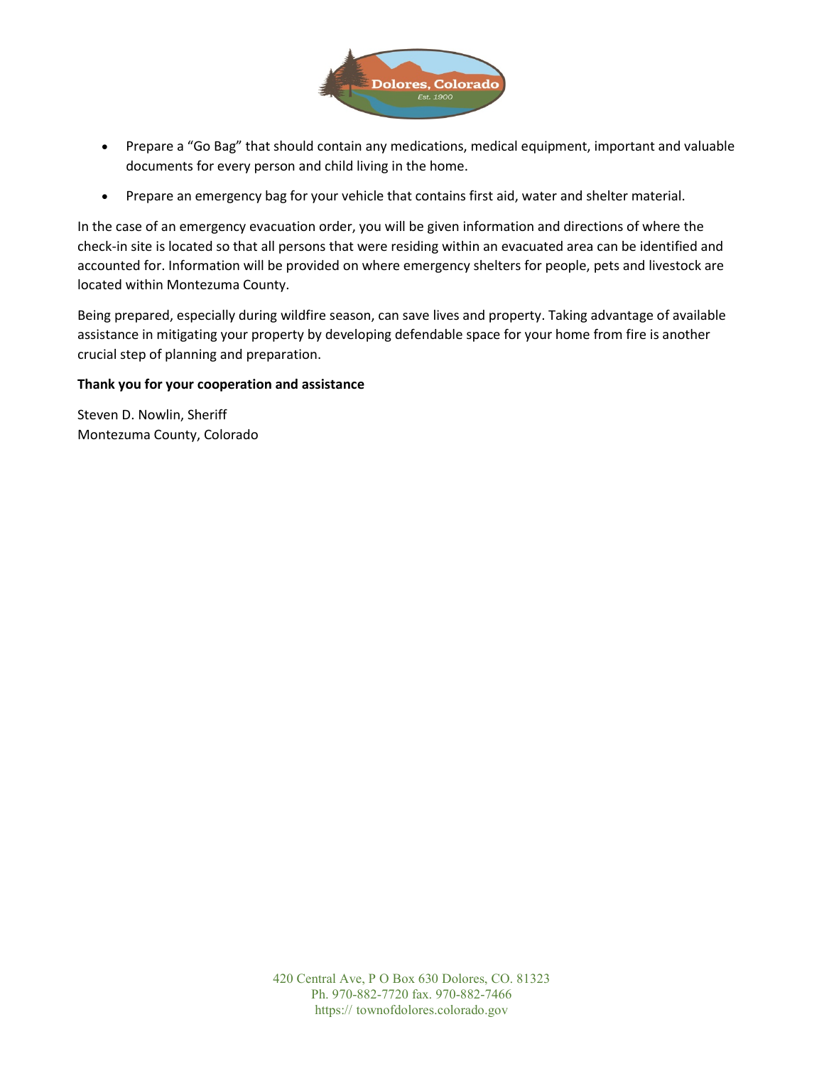- Prepare a "Go Bag" that should contain any medications, medical equipment, important and valuable documents for every person and child living in the home.
- Prepare an emergency bag for your vehicle that contains first aid, water and shelter material.

In the case of an emergency evacuation order, you will be given information and directions of where the check-in site is located so that all persons that were residing within an evacuated area can be identified and accounted for. Information will be provided on where emergency shelters for people, pets and livestock are located within Montezuma County.

Being prepared, especially during wildfire season, can save lives and property. Taking advantage of available assistance in mitigating your property by developing defendable space for your home from fire is another crucial step of planning and preparation.

**Thank you for your cooperation and assistance**

Steven D. Nowlin, Sheriff
Montezuma County, Colorado